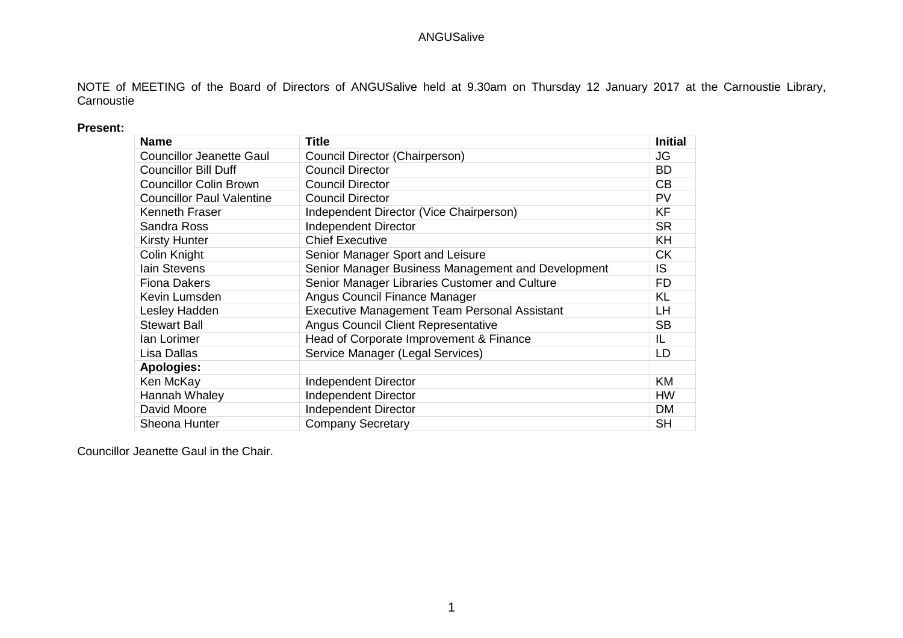ANGUSalive

NOTE of MEETING of the Board of Directors of ANGUSalive held at 9.30am on Thursday 12 January 2017 at the Carnoustie Library, Carnoustie

**Present:**

| **Name** | **Title** | **Initial** |
|---|---|---|
| Councillor Jeanette Gaul | Council Director (Chairperson) | JG |
| Councillor Bill Duff | Council Director | BD |
| Councillor Colin Brown | Council Director | CB |
| Councillor Paul Valentine | Council Director | PV |
| Kenneth Fraser | Independent Director (Vice Chairperson) | KF |
| Sandra Ross | Independent Director | SR |
| Kirsty Hunter | Chief Executive | KH |
| Colin Knight | Senior Manager Sport and Leisure | CK |
| Iain Stevens | Senior Manager Business Management and Development | IS |
| Fiona Dakers | Senior Manager Libraries Customer and Culture | FD |
| Kevin Lumsden | Angus Council Finance Manager | KL |
| Lesley Hadden | Executive Management Team Personal Assistant | LH |
| Stewart Ball | Angus Council Client Representative | SB |
| Ian Lorimer | Head of Corporate Improvement & Finance | IL |
| Lisa Dallas | Service Manager (Legal Services) | LD |
| **Apologies:** | | |
| Ken McKay | Independent Director | KM |
| Hannah Whaley | Independent Director | HW |
| David Moore | Independent Director | DM |
| Sheona Hunter | Company Secretary | SH |

Councillor Jeanette Gaul in the Chair.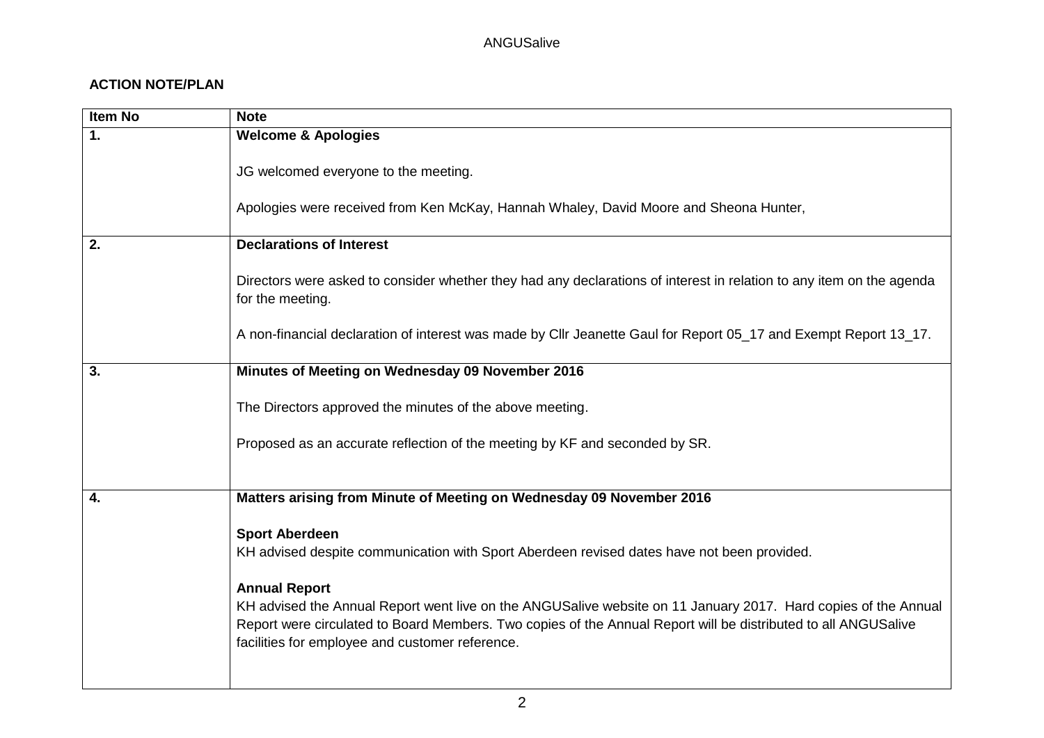**ACTION NOTE/PLAN**

| Item No | Note |
|---|---|
| 1. | **Welcome & Apologies**<br><br>JG welcomed everyone to the meeting.<br><br>Apologies were received from Ken McKay, Hannah Whaley, David Moore and Sheona Hunter, |
| 2. | **Declarations of Interest**<br><br>Directors were asked to consider whether they had any declarations of interest in relation to any item on the agenda for the meeting.<br><br>A non-financial declaration of interest was made by Cllr Jeanette Gaul for Report 05_17 and Exempt Report 13_17. |
| 3. | **Minutes of Meeting on Wednesday 09 November 2016**<br><br>The Directors approved the minutes of the above meeting.<br><br>Proposed as an accurate reflection of the meeting by KF and seconded by SR. |
| 4. | **Matters arising from Minute of Meeting on Wednesday 09 November 2016**<br><br>**Sport Aberdeen**<br>KH advised despite communication with Sport Aberdeen revised dates have not been provided.<br><br>**Annual Report**<br>KH advised the Annual Report went live on the ANGUSalive website on 11 January 2017. Hard copies of the Annual Report were circulated to Board Members. Two copies of the Annual Report will be distributed to all ANGUSalive facilities for employee and customer reference. |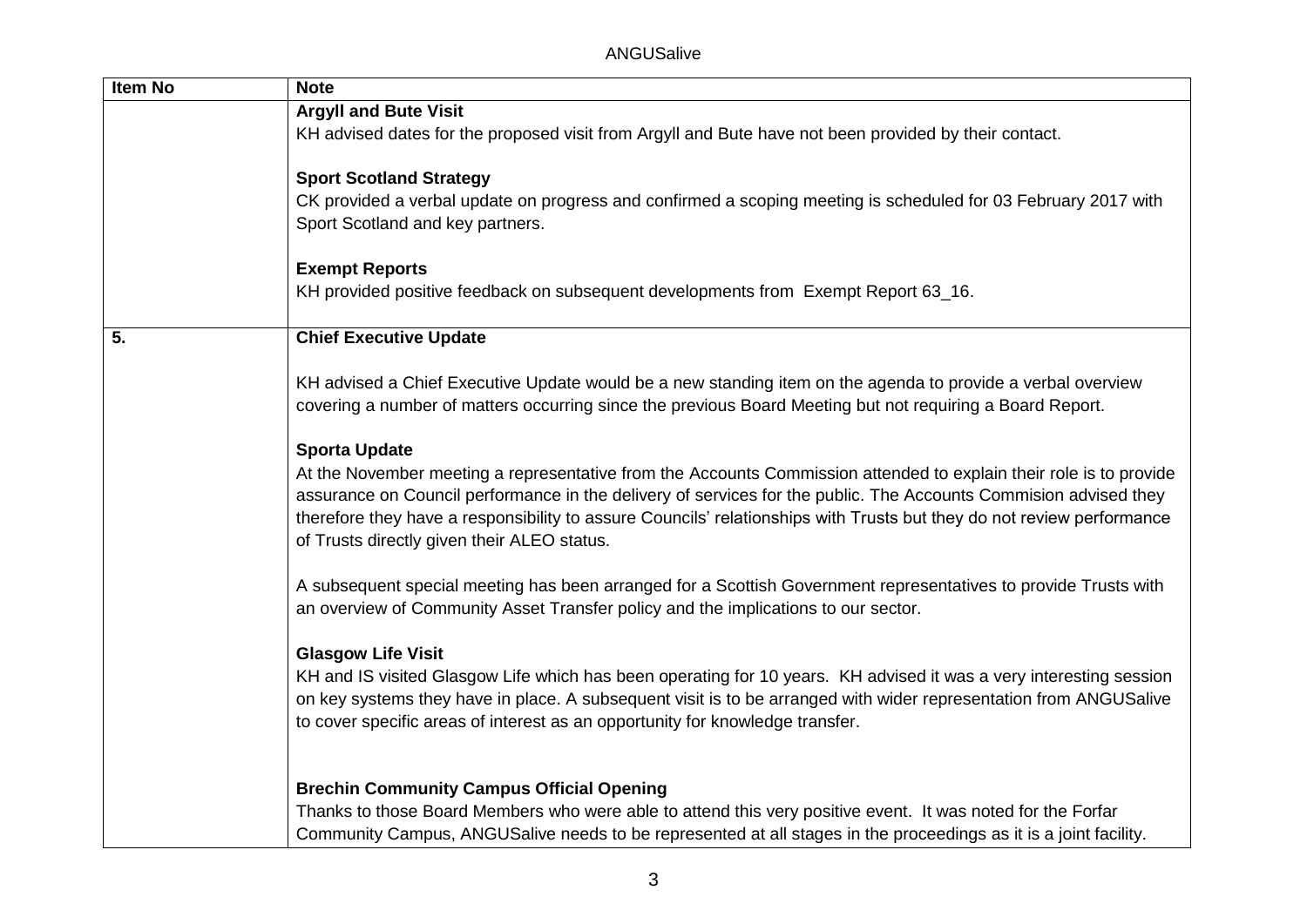| Item No | Note |
|---|---|
| | **Argyll and Bute Visit**<br>KH advised dates for the proposed visit from Argyll and Bute have not been provided by their contact.<br><br>**Sport Scotland Strategy**<br>CK provided a verbal update on progress and confirmed a scoping meeting is scheduled for 03 February 2017 with Sport Scotland and key partners.<br><br>**Exempt Reports**<br>KH provided positive feedback on subsequent developments from Exempt Report 63_16. |
| **5.** | **Chief Executive Update**<br><br>KH advised a Chief Executive Update would be a new standing item on the agenda to provide a verbal overview covering a number of matters occurring since the previous Board Meeting but not requiring a Board Report.<br><br>**Sporta Update**<br>At the November meeting a representative from the Accounts Commission attended to explain their role is to provide assurance on Council performance in the delivery of services for the public. The Accounts Commision advised they therefore have a responsibility to assure Councils' relationships with Trusts but they do not review performance of Trusts directly given their ALEO status.<br><br>A subsequent special meeting has been arranged for a Scottish Government representatives to provide Trusts with an overview of Community Asset Transfer policy and the implications to our sector.<br><br>**Glasgow Life Visit**<br>KH and IS visited Glasgow Life which has been operating for 10 years. KH advised it was a very interesting session on key systems they have in place. A subsequent visit is to be arranged with wider representation from ANGUSalive to cover specific areas of interest as an opportunity for knowledge transfer.<br><br>**Brechin Community Campus Official Opening**<br>Thanks to those Board Members who were able to attend this very positive event. It was noted for the Forfar Community Campus, ANGUSalive needs to be represented at all stages in the proceedings as it is a joint facility. |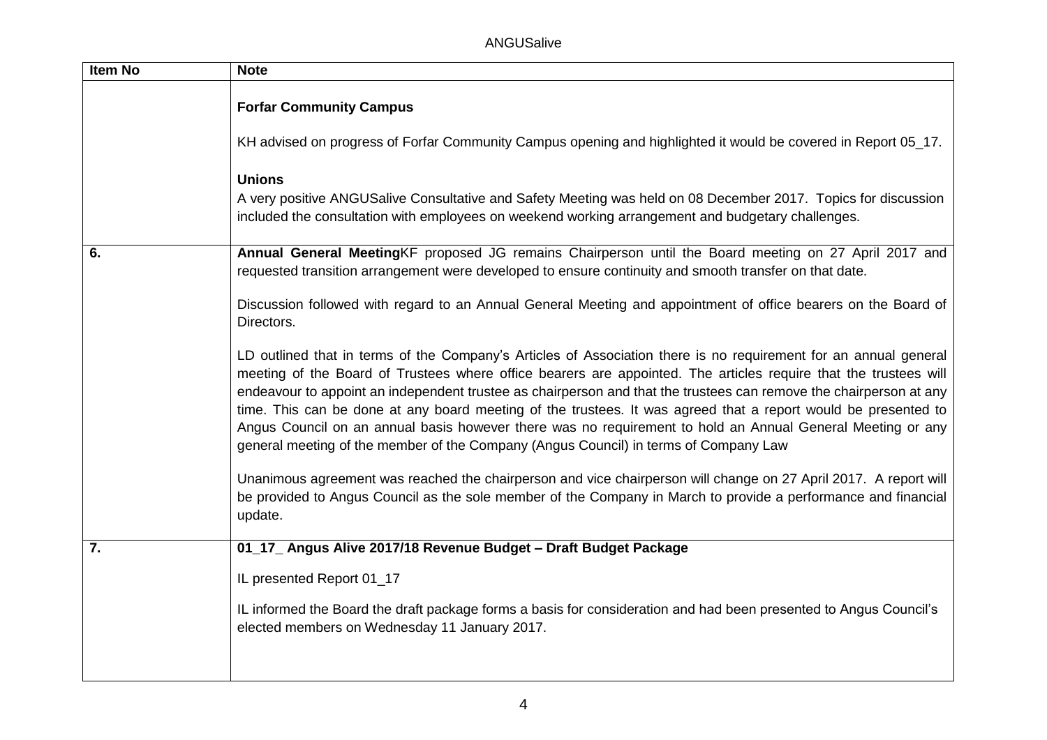| Item No | Note |
|---|---|
| | **Forfar Community Campus**<br><br>KH advised on progress of Forfar Community Campus opening and highlighted it would be covered in Report 05_17.<br><br>**Unions**<br>A very positive ANGUSalive Consultative and Safety Meeting was held on 08 December 2017. Topics for discussion included the consultation with employees on weekend working arrangement and budgetary challenges. |
| **6.** | **Annual General Meeting**KF proposed JG remains Chairperson until the Board meeting on 27 April 2017 and requested transition arrangement were developed to ensure continuity and smooth transfer on that date.<br><br>Discussion followed with regard to an Annual General Meeting and appointment of office bearers on the Board of Directors.<br><br>LD outlined that in terms of the Company's Articles of Association there is no requirement for an annual general meeting of the Board of Trustees where office bearers are appointed. The articles require that the trustees will endeavour to appoint an independent trustee as chairperson and that the trustees can remove the chairperson at any time. This can be done at any board meeting of the trustees. It was agreed that a report would be presented to Angus Council on an annual basis however there was no requirement to hold an Annual General Meeting or any general meeting of the member of the Company (Angus Council) in terms of Company Law<br><br>Unanimous agreement was reached the chairperson and vice chairperson will change on 27 April 2017. A report will be provided to Angus Council as the sole member of the Company in March to provide a performance and financial update. |
| **7.** | **01_17_ Angus Alive 2017/18 Revenue Budget – Draft Budget Package**<br><br>IL presented Report 01_17<br><br>IL informed the Board the draft package forms a basis for consideration and had been presented to Angus Council's elected members on Wednesday 11 January 2017. |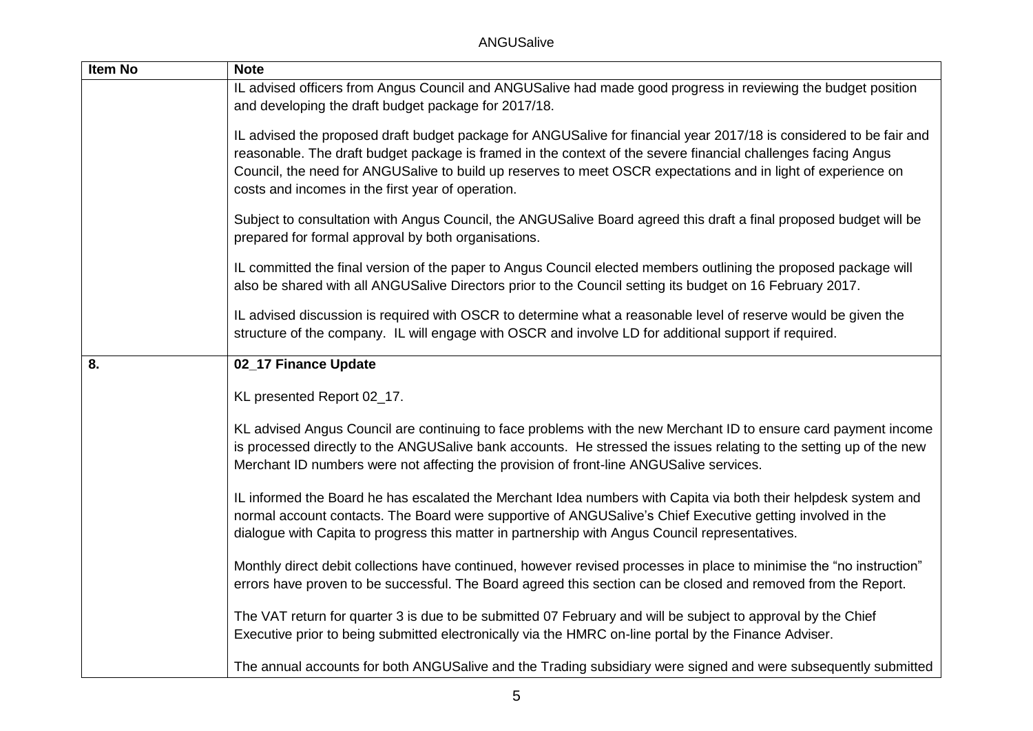| Item No | Note |
| --- | --- |
| | IL advised officers from Angus Council and ANGUSalive had made good progress in reviewing the budget position and developing the draft budget package for 2017/18.<br><br>IL advised the proposed draft budget package for ANGUSalive for financial year 2017/18 is considered to be fair and reasonable. The draft budget package is framed in the context of the severe financial challenges facing Angus Council, the need for ANGUSalive to build up reserves to meet OSCR expectations and in light of experience on costs and incomes in the first year of operation.<br><br>Subject to consultation with Angus Council, the ANGUSalive Board agreed this draft a final proposed budget will be prepared for formal approval by both organisations.<br><br>IL committed the final version of the paper to Angus Council elected members outlining the proposed package will also be shared with all ANGUSalive Directors prior to the Council setting its budget on 16 February 2017.<br><br>IL advised discussion is required with OSCR to determine what a reasonable level of reserve would be given the structure of the company. IL will engage with OSCR and involve LD for additional support if required. |
| **8.** | **02_17 Finance Update**<br><br>KL presented Report 02_17.<br><br>KL advised Angus Council are continuing to face problems with the new Merchant ID to ensure card payment income is processed directly to the ANGUSalive bank accounts. He stressed the issues relating to the setting up of the new Merchant ID numbers were not affecting the provision of front-line ANGUSalive services.<br><br>IL informed the Board he has escalated the Merchant Idea numbers with Capita via both their helpdesk system and normal account contacts. The Board were supportive of ANGUSalive's Chief Executive getting involved in the dialogue with Capita to progress this matter in partnership with Angus Council representatives.<br><br>Monthly direct debit collections have continued, however revised processes in place to minimise the "no instruction" errors have proven to be successful. The Board agreed this section can be closed and removed from the Report.<br><br>The VAT return for quarter 3 is due to be submitted 07 February and will be subject to approval by the Chief Executive prior to being submitted electronically via the HMRC on-line portal by the Finance Adviser.<br><br>The annual accounts for both ANGUSalive and the Trading subsidiary were signed and were subsequently submitted |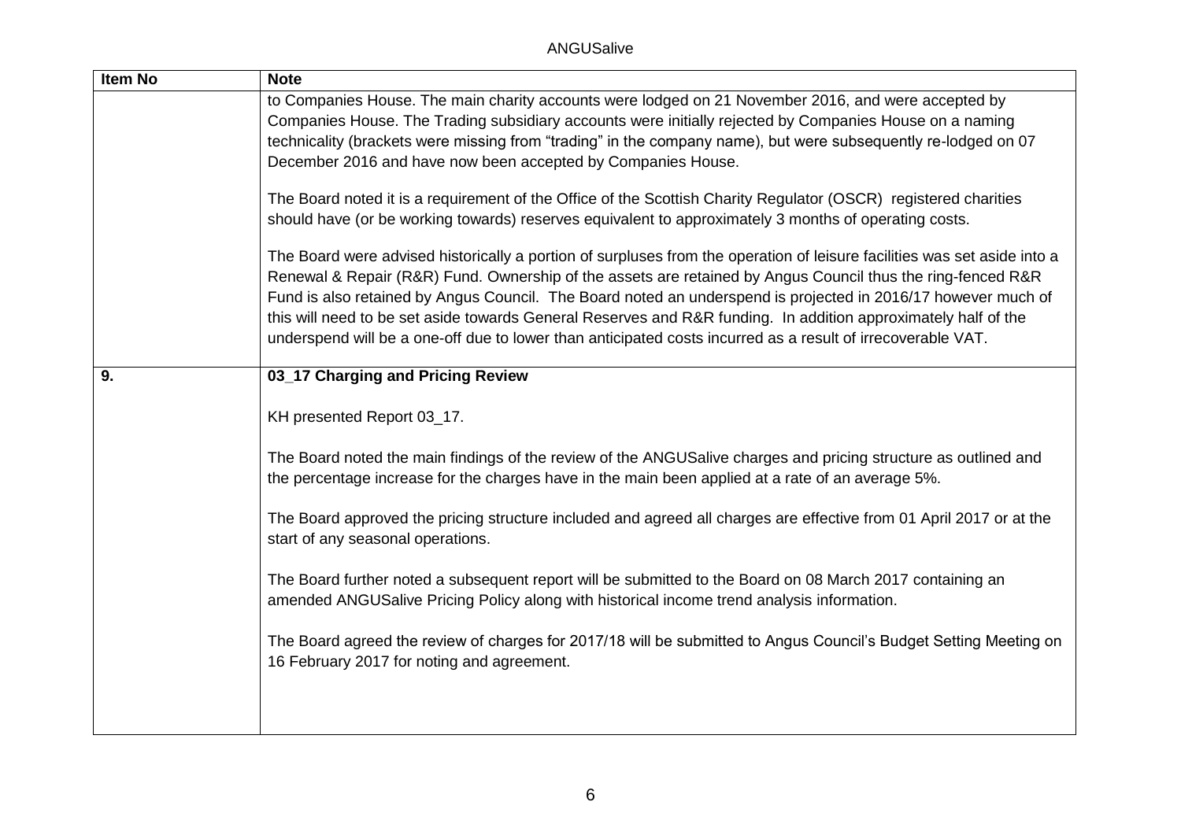| Item No | Note |
|---|---|
| | to Companies House. The main charity accounts were lodged on 21 November 2016, and were accepted by Companies House. The Trading subsidiary accounts were initially rejected by Companies House on a naming technicality (brackets were missing from "trading" in the company name), but were subsequently re-lodged on 07 December 2016 and have now been accepted by Companies House.<br><br>The Board noted it is a requirement of the Office of the Scottish Charity Regulator (OSCR) registered charities should have (or be working towards) reserves equivalent to approximately 3 months of operating costs.<br><br>The Board were advised historically a portion of surpluses from the operation of leisure facilities was set aside into a Renewal & Repair (R&R) Fund. Ownership of the assets are retained by Angus Council thus the ring-fenced R&R Fund is also retained by Angus Council. The Board noted an underspend is projected in 2016/17 however much of this will need to be set aside towards General Reserves and R&R funding. In addition approximately half of the underspend will be a one-off due to lower than anticipated costs incurred as a result of irrecoverable VAT. |
| **9.** | **03_17 Charging and Pricing Review**<br><br>KH presented Report 03_17.<br><br>The Board noted the main findings of the review of the ANGUSalive charges and pricing structure as outlined and the percentage increase for the charges have in the main been applied at a rate of an average 5%.<br><br>The Board approved the pricing structure included and agreed all charges are effective from 01 April 2017 or at the start of any seasonal operations.<br><br>The Board further noted a subsequent report will be submitted to the Board on 08 March 2017 containing an amended ANGUSalive Pricing Policy along with historical income trend analysis information.<br><br>The Board agreed the review of charges for 2017/18 will be submitted to Angus Council's Budget Setting Meeting on 16 February 2017 for noting and agreement. |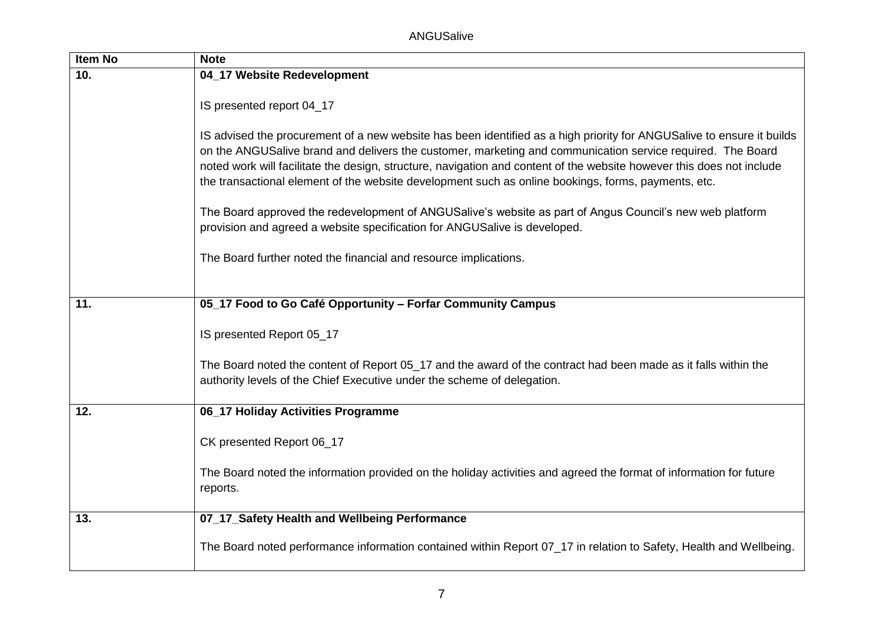| Item No | Note |
| --- | --- |
| 10. | **04_17 Website Redevelopment**<br><br>IS presented report 04_17<br><br>IS advised the procurement of a new website has been identified as a high priority for ANGUSalive to ensure it builds on the ANGUSalive brand and delivers the customer, marketing and communication service required. The Board noted work will facilitate the design, structure, navigation and content of the website however this does not include the transactional element of the website development such as online bookings, forms, payments, etc.<br><br>The Board approved the redevelopment of ANGUSalive's website as part of Angus Council's new web platform provision and agreed a website specification for ANGUSalive is developed.<br><br>The Board further noted the financial and resource implications. |
| 11. | **05_17 Food to Go Café Opportunity – Forfar Community Campus**<br><br>IS presented Report 05_17<br><br>The Board noted the content of Report 05_17 and the award of the contract had been made as it falls within the authority levels of the Chief Executive under the scheme of delegation. |
| 12. | **06_17 Holiday Activities Programme**<br><br>CK presented Report 06_17<br><br>The Board noted the information provided on the holiday activities and agreed the format of information for future reports. |
| 13. | **07_17_Safety Health and Wellbeing Performance**<br><br>The Board noted performance information contained within Report 07_17 in relation to Safety, Health and Wellbeing. |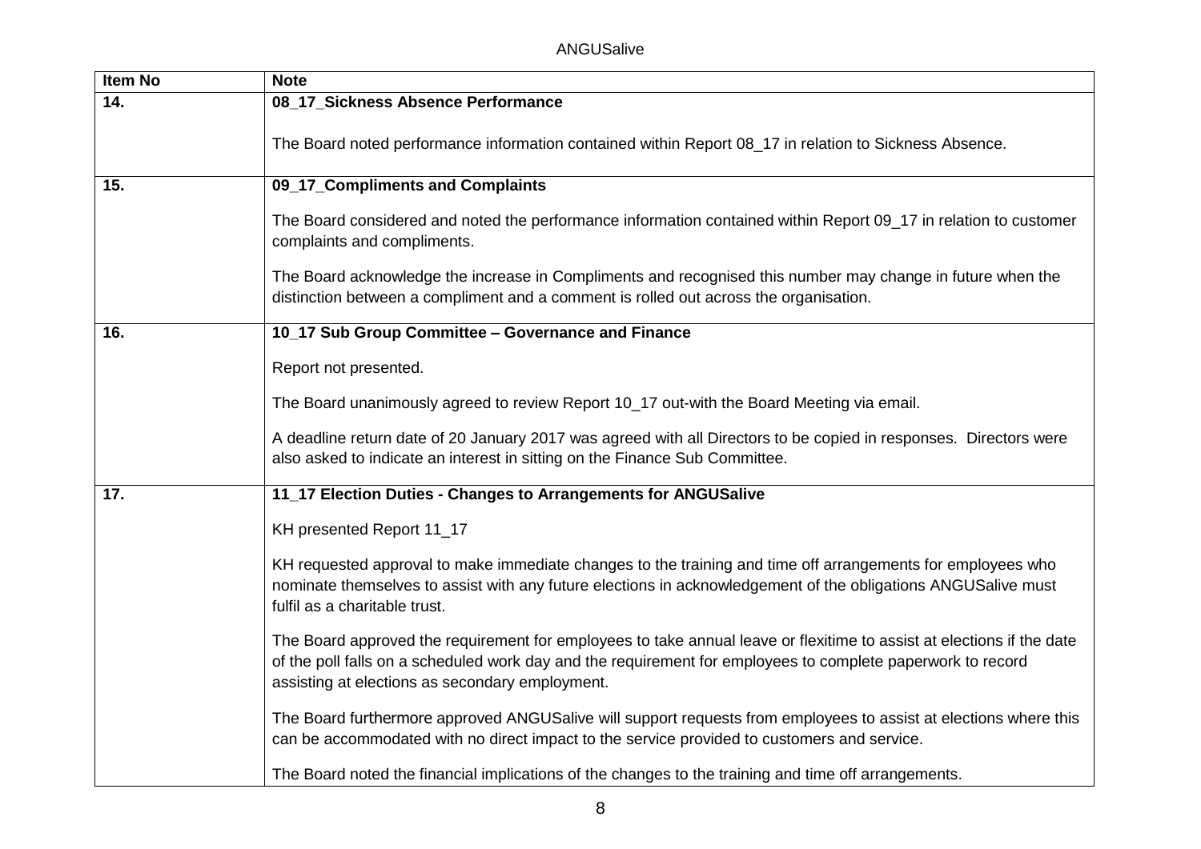| Item No | Note |
|---|---|
| **14.** | **08_17_Sickness Absence Performance**<br><br>The Board noted performance information contained within Report 08_17 in relation to Sickness Absence. |
| **15.** | **09_17_Compliments and Complaints**<br><br>The Board considered and noted the performance information contained within Report 09_17 in relation to customer complaints and compliments.<br><br>The Board acknowledge the increase in Compliments and recognised this number may change in future when the distinction between a compliment and a comment is rolled out across the organisation. |
| **16.** | **10_17 Sub Group Committee – Governance and Finance**<br><br>Report not presented.<br><br>The Board unanimously agreed to review Report 10_17 out-with the Board Meeting via email.<br><br>A deadline return date of 20 January 2017 was agreed with all Directors to be copied in responses. Directors were also asked to indicate an interest in sitting on the Finance Sub Committee. |
| **17.** | **11_17 Election Duties - Changes to Arrangements for ANGUSalive**<br><br>KH presented Report 11_17<br><br>KH requested approval to make immediate changes to the training and time off arrangements for employees who nominate themselves to assist with any future elections in acknowledgement of the obligations ANGUSalive must fulfil as a charitable trust.<br><br>The Board approved the requirement for employees to take annual leave or flexitime to assist at elections if the date of the poll falls on a scheduled work day and the requirement for employees to complete paperwork to record assisting at elections as secondary employment.<br><br>The Board furthermore approved ANGUSalive will support requests from employees to assist at elections where this can be accommodated with no direct impact to the service provided to customers and service.<br><br>The Board noted the financial implications of the changes to the training and time off arrangements. |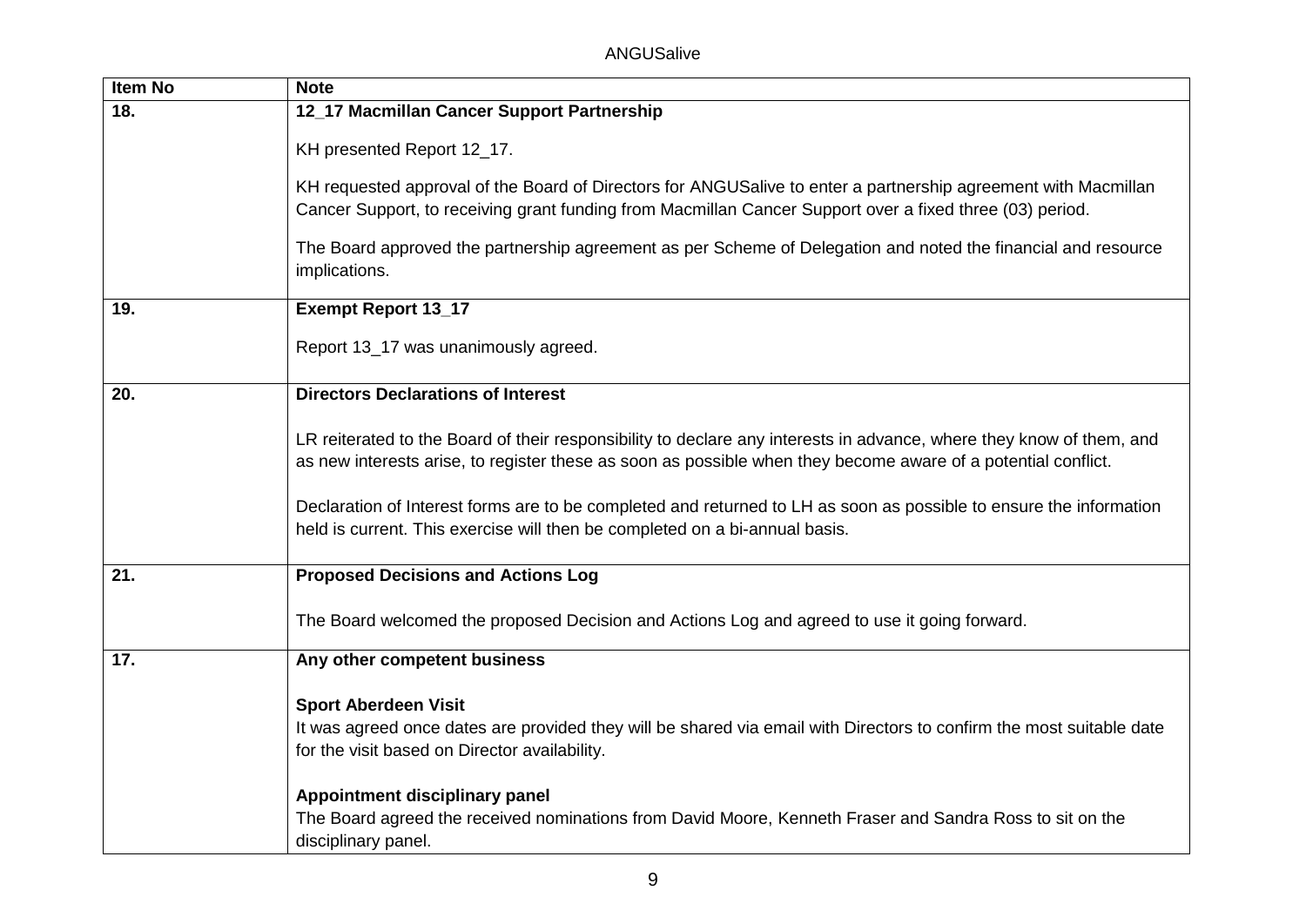| Item No | Note |
|---|---|
| **18.** | **12_17 Macmillan Cancer Support Partnership**<br><br>KH presented Report 12_17.<br><br>KH requested approval of the Board of Directors for ANGUSalive to enter a partnership agreement with Macmillan Cancer Support, to receiving grant funding from Macmillan Cancer Support over a fixed three (03) period.<br><br>The Board approved the partnership agreement as per Scheme of Delegation and noted the financial and resource implications. |
| **19.** | **Exempt Report 13_17**<br><br>Report 13_17 was unanimously agreed. |
| **20.** | **Directors Declarations of Interest**<br><br>LR reiterated to the Board of their responsibility to declare any interests in advance, where they know of them, and as new interests arise, to register these as soon as possible when they become aware of a potential conflict.<br><br>Declaration of Interest forms are to be completed and returned to LH as soon as possible to ensure the information held is current. This exercise will then be completed on a bi-annual basis. |
| **21.** | **Proposed Decisions and Actions Log**<br><br>The Board welcomed the proposed Decision and Actions Log and agreed to use it going forward. |
| **17.** | **Any other competent business**<br><br>**Sport Aberdeen Visit**<br>It was agreed once dates are provided they will be shared via email with Directors to confirm the most suitable date for the visit based on Director availability.<br><br>**Appointment disciplinary panel**<br>The Board agreed the received nominations from David Moore, Kenneth Fraser and Sandra Ross to sit on the disciplinary panel. |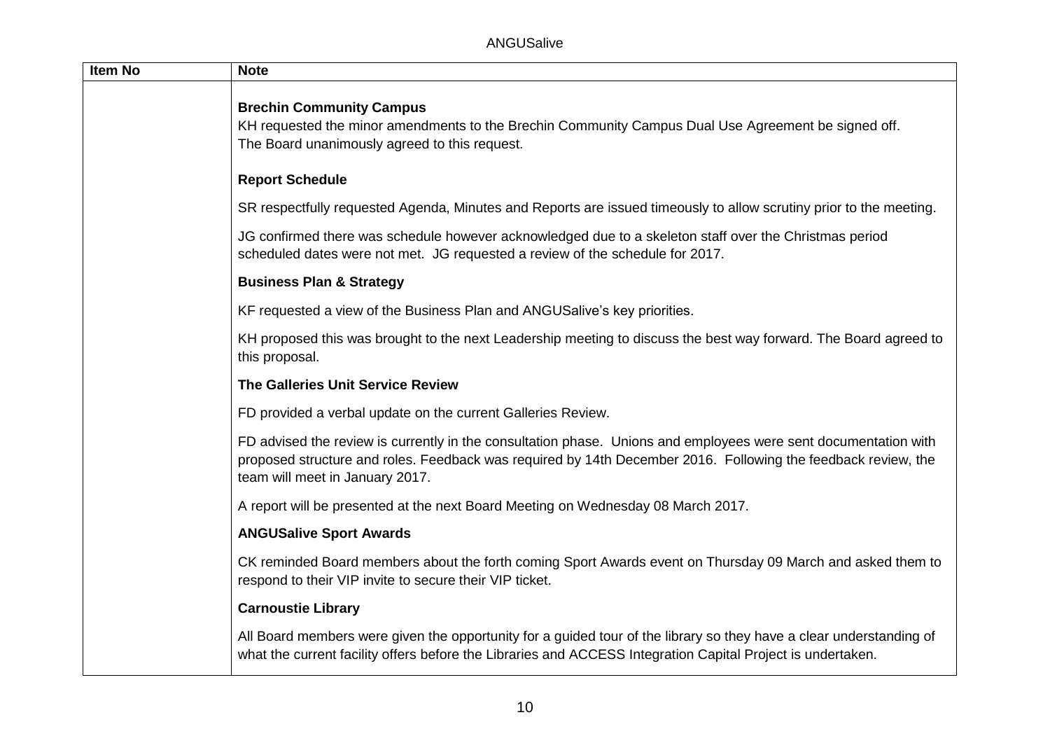| Item No | Note |
|---|---|
| | **Brechin Community Campus**<br>KH requested the minor amendments to the Brechin Community Campus Dual Use Agreement be signed off.<br>The Board unanimously agreed to this request.<br><br>**Report Schedule**<br><br>SR respectfully requested Agenda, Minutes and Reports are issued timeously to allow scrutiny prior to the meeting.<br><br>JG confirmed there was schedule however acknowledged due to a skeleton staff over the Christmas period scheduled dates were not met. JG requested a review of the schedule for 2017.<br><br>**Business Plan & Strategy**<br><br>KF requested a view of the Business Plan and ANGUSalive's key priorities.<br><br>KH proposed this was brought to the next Leadership meeting to discuss the best way forward. The Board agreed to this proposal.<br><br>**The Galleries Unit Service Review**<br><br>FD provided a verbal update on the current Galleries Review.<br><br>FD advised the review is currently in the consultation phase. Unions and employees were sent documentation with proposed structure and roles. Feedback was required by 14th December 2016. Following the feedback review, the team will meet in January 2017.<br><br>A report will be presented at the next Board Meeting on Wednesday 08 March 2017.<br><br>**ANGUSalive Sport Awards**<br><br>CK reminded Board members about the forth coming Sport Awards event on Thursday 09 March and asked them to respond to their VIP invite to secure their VIP ticket.<br><br>**Carnoustie Library**<br><br>All Board members were given the opportunity for a guided tour of the library so they have a clear understanding of what the current facility offers before the Libraries and ACCESS Integration Capital Project is undertaken. |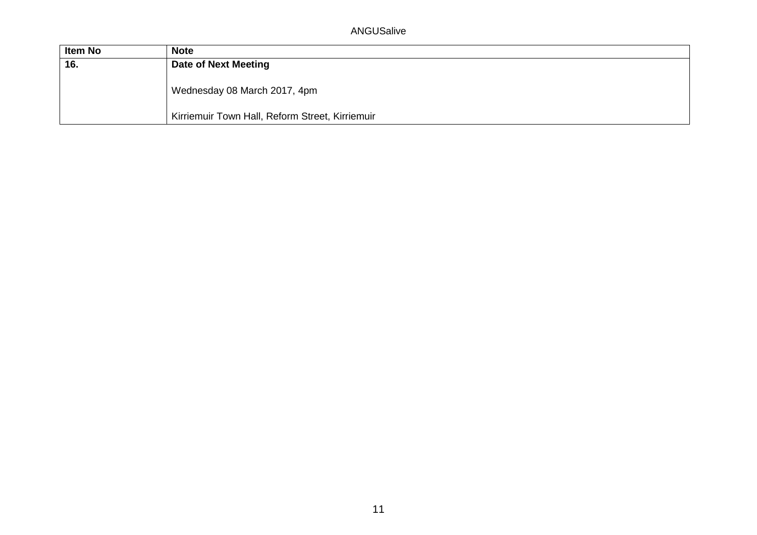| Item No | Note |
|---|---|
| 16. | **Date of Next Meeting**<br><br>Wednesday 08 March 2017, 4pm<br><br>Kirriemuir Town Hall, Reform Street, Kirriemuir |